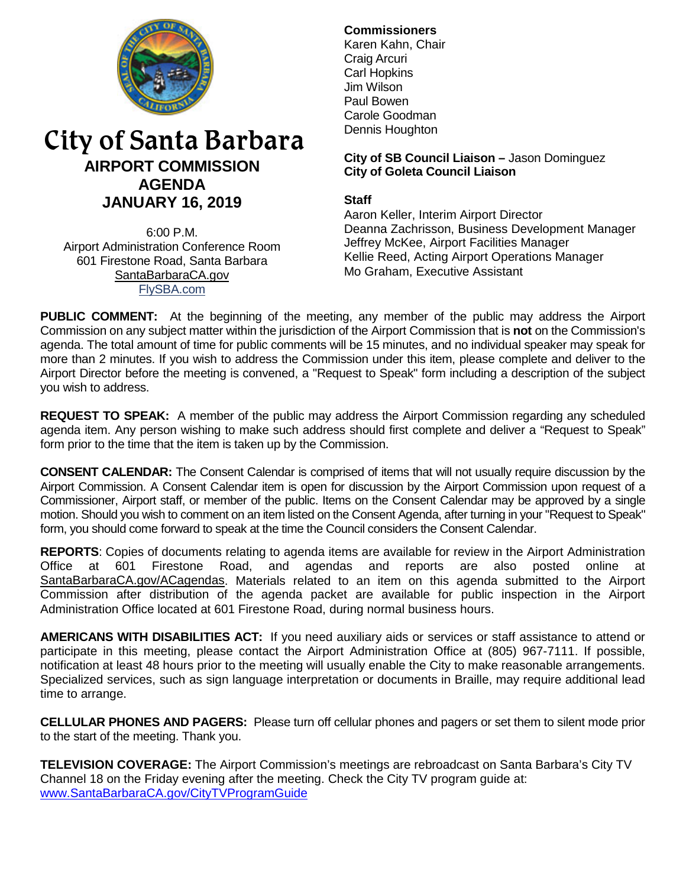# City of Santa Barbara

## AIRPORT COMMISSION AGENDA JANUARY 16, 2019

6:00 P.M.
Airport Administration Conference Room
601 Firestone Road, Santa Barbara
SantaBarbaraCA.gov
FlySBA.com

**Commissioners**
Karen Kahn, Chair
Craig Arcuri
Carl Hopkins
Jim Wilson
Paul Bowen
Carole Goodman
Dennis Houghton

**City of SB Council Liaison –** Jason Dominguez
**City of Goleta Council Liaison**

**Staff**
Aaron Keller, Interim Airport Director
Deanna Zachrisson, Business Development Manager
Jeffrey McKee, Airport Facilities Manager
Kellie Reed, Acting Airport Operations Manager
Mo Graham, Executive Assistant

**PUBLIC COMMENT:** At the beginning of the meeting, any member of the public may address the Airport Commission on any subject matter within the jurisdiction of the Airport Commission that is **not** on the Commission's agenda. The total amount of time for public comments will be 15 minutes, and no individual speaker may speak for more than 2 minutes. If you wish to address the Commission under this item, please complete and deliver to the Airport Director before the meeting is convened, a "Request to Speak" form including a description of the subject you wish to address.

**REQUEST TO SPEAK:** A member of the public may address the Airport Commission regarding any scheduled agenda item. Any person wishing to make such address should first complete and deliver a "Request to Speak" form prior to the time that the item is taken up by the Commission.

**CONSENT CALENDAR:** The Consent Calendar is comprised of items that will not usually require discussion by the Airport Commission. A Consent Calendar item is open for discussion by the Airport Commission upon request of a Commissioner, Airport staff, or member of the public. Items on the Consent Calendar may be approved by a single motion. Should you wish to comment on an item listed on the Consent Agenda, after turning in your "Request to Speak" form, you should come forward to speak at the time the Council considers the Consent Calendar.

**REPORTS**: Copies of documents relating to agenda items are available for review in the Airport Administration Office at 601 Firestone Road, and agendas and reports are also posted online at SantaBarbaraCA.gov/ACagendas. Materials related to an item on this agenda submitted to the Airport Commission after distribution of the agenda packet are available for public inspection in the Airport Administration Office located at 601 Firestone Road, during normal business hours.

**AMERICANS WITH DISABILITIES ACT:** If you need auxiliary aids or services or staff assistance to attend or participate in this meeting, please contact the Airport Administration Office at (805) 967-7111. If possible, notification at least 48 hours prior to the meeting will usually enable the City to make reasonable arrangements. Specialized services, such as sign language interpretation or documents in Braille, may require additional lead time to arrange.

**CELLULAR PHONES AND PAGERS:** Please turn off cellular phones and pagers or set them to silent mode prior to the start of the meeting. Thank you.

**TELEVISION COVERAGE:** The Airport Commission's meetings are rebroadcast on Santa Barbara's City TV Channel 18 on the Friday evening after the meeting. Check the City TV program guide at: www.SantaBarbaraCA.gov/CityTVProgramGuide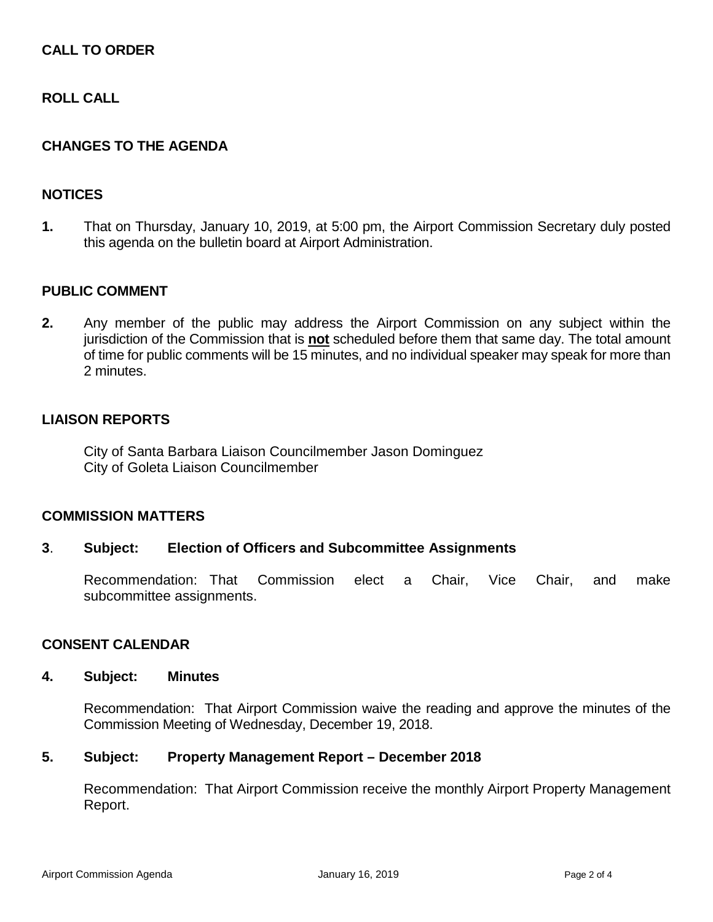## CALL TO ORDER

## ROLL CALL

## CHANGES TO THE AGENDA

## NOTICES

**1.** That on Thursday, January 10, 2019, at 5:00 pm, the Airport Commission Secretary duly posted this agenda on the bulletin board at Airport Administration.

## PUBLIC COMMENT

**2.** Any member of the public may address the Airport Commission on any subject within the jurisdiction of the Commission that is **not** scheduled before them that same day. The total amount of time for public comments will be 15 minutes, and no individual speaker may speak for more than 2 minutes.

## LIAISON REPORTS

City of Santa Barbara Liaison Councilmember Jason Dominguez
City of Goleta Liaison Councilmember

## COMMISSION MATTERS

**3. Subject: Election of Officers and Subcommittee Assignments**

Recommendation: That Commission elect a Chair, Vice Chair, and make subcommittee assignments.

## CONSENT CALENDAR

**4. Subject: Minutes**

Recommendation: That Airport Commission waive the reading and approve the minutes of the Commission Meeting of Wednesday, December 19, 2018.

**5. Subject: Property Management Report – December 2018**

Recommendation: That Airport Commission receive the monthly Airport Property Management Report.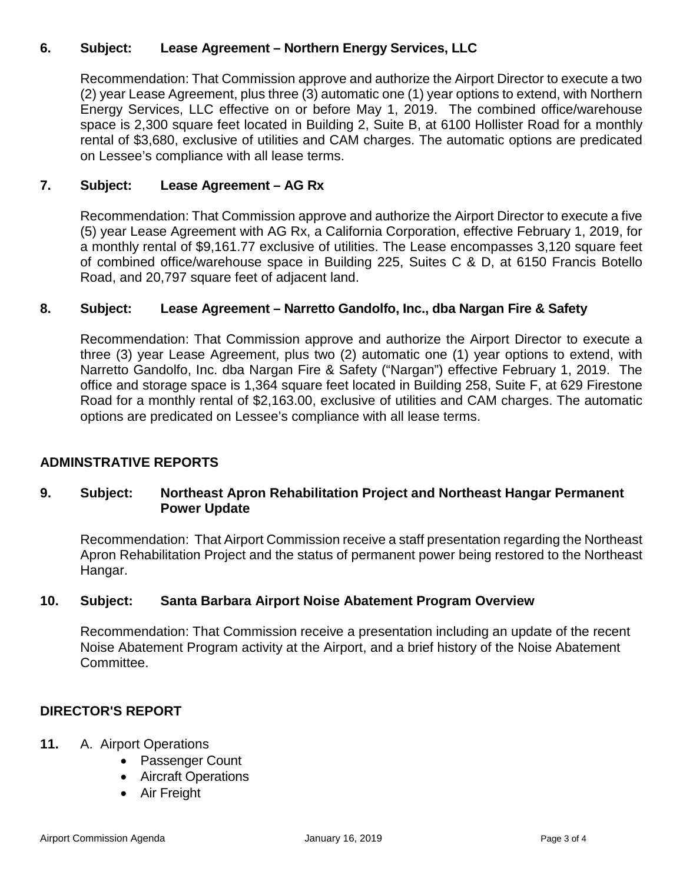**6. Subject: Lease Agreement – Northern Energy Services, LLC**

Recommendation: That Commission approve and authorize the Airport Director to execute a two (2) year Lease Agreement, plus three (3) automatic one (1) year options to extend, with Northern Energy Services, LLC effective on or before May 1, 2019. The combined office/warehouse space is 2,300 square feet located in Building 2, Suite B, at 6100 Hollister Road for a monthly rental of $3,680, exclusive of utilities and CAM charges. The automatic options are predicated on Lessee's compliance with all lease terms.

**7. Subject: Lease Agreement – AG Rx**

Recommendation: That Commission approve and authorize the Airport Director to execute a five (5) year Lease Agreement with AG Rx, a California Corporation, effective February 1, 2019, for a monthly rental of $9,161.77 exclusive of utilities. The Lease encompasses 3,120 square feet of combined office/warehouse space in Building 225, Suites C & D, at 6150 Francis Botello Road, and 20,797 square feet of adjacent land.

**8. Subject: Lease Agreement – Narretto Gandolfo, Inc., dba Nargan Fire & Safety**

Recommendation: That Commission approve and authorize the Airport Director to execute a three (3) year Lease Agreement, plus two (2) automatic one (1) year options to extend, with Narretto Gandolfo, Inc. dba Nargan Fire & Safety ("Nargan") effective February 1, 2019. The office and storage space is 1,364 square feet located in Building 258, Suite F, at 629 Firestone Road for a monthly rental of $2,163.00, exclusive of utilities and CAM charges. The automatic options are predicated on Lessee's compliance with all lease terms.

## ADMINSTRATIVE REPORTS

**9. Subject: Northeast Apron Rehabilitation Project and Northeast Hangar Permanent Power Update**

Recommendation: That Airport Commission receive a staff presentation regarding the Northeast Apron Rehabilitation Project and the status of permanent power being restored to the Northeast Hangar.

**10. Subject: Santa Barbara Airport Noise Abatement Program Overview**

Recommendation: That Commission receive a presentation including an update of the recent Noise Abatement Program activity at the Airport, and a brief history of the Noise Abatement Committee.

## DIRECTOR'S REPORT

**11.** A. Airport Operations

- Passenger Count
- Aircraft Operations
- Air Freight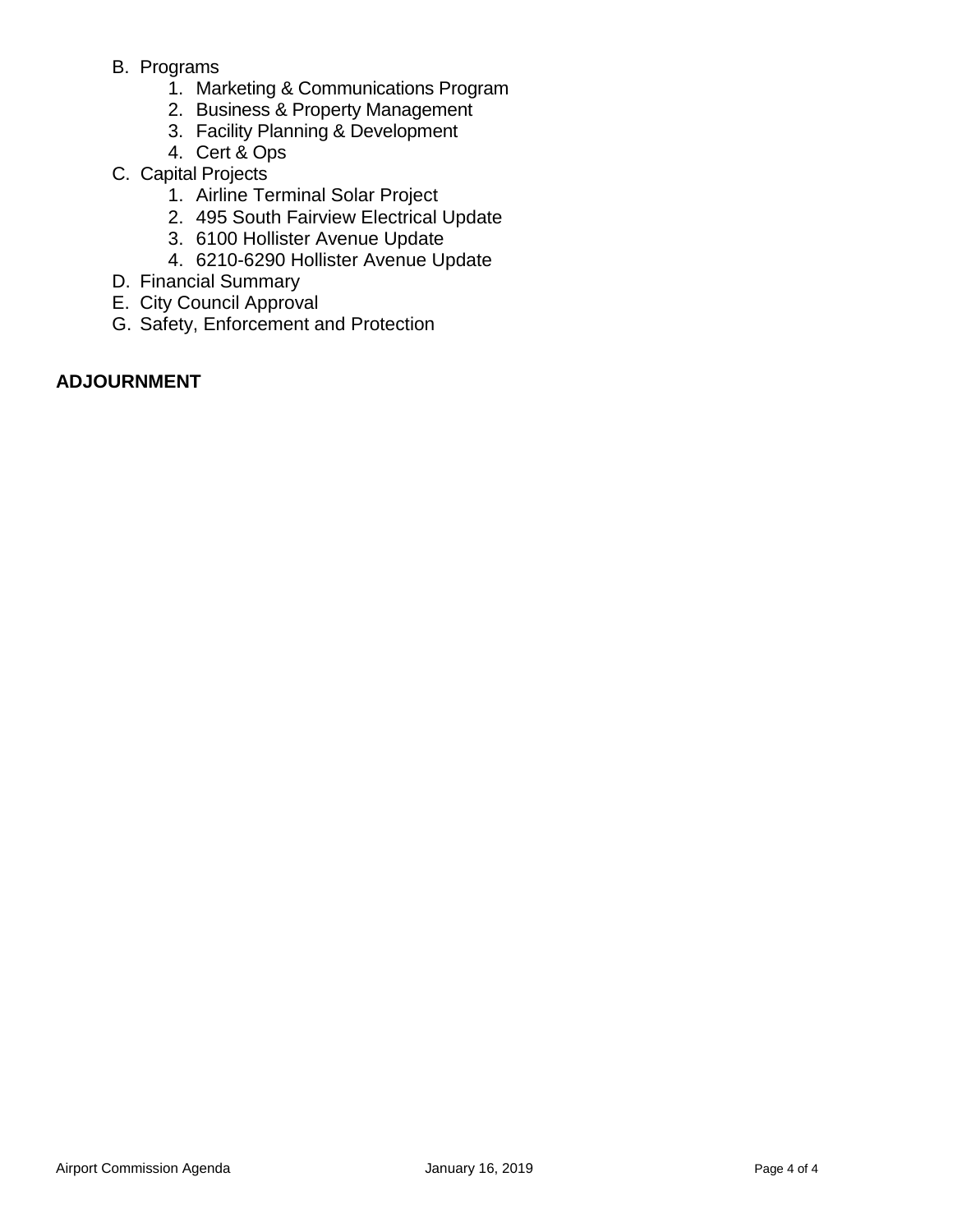B. Programs
    1. Marketing & Communications Program
    2. Business & Property Management
    3. Facility Planning & Development
    4. Cert & Ops

C. Capital Projects
    1. Airline Terminal Solar Project
    2. 495 South Fairview Electrical Update
    3. 6100 Hollister Avenue Update
    4. 6210-6290 Hollister Avenue Update

D. Financial Summary

E. City Council Approval

G. Safety, Enforcement and Protection

**ADJOURNMENT**